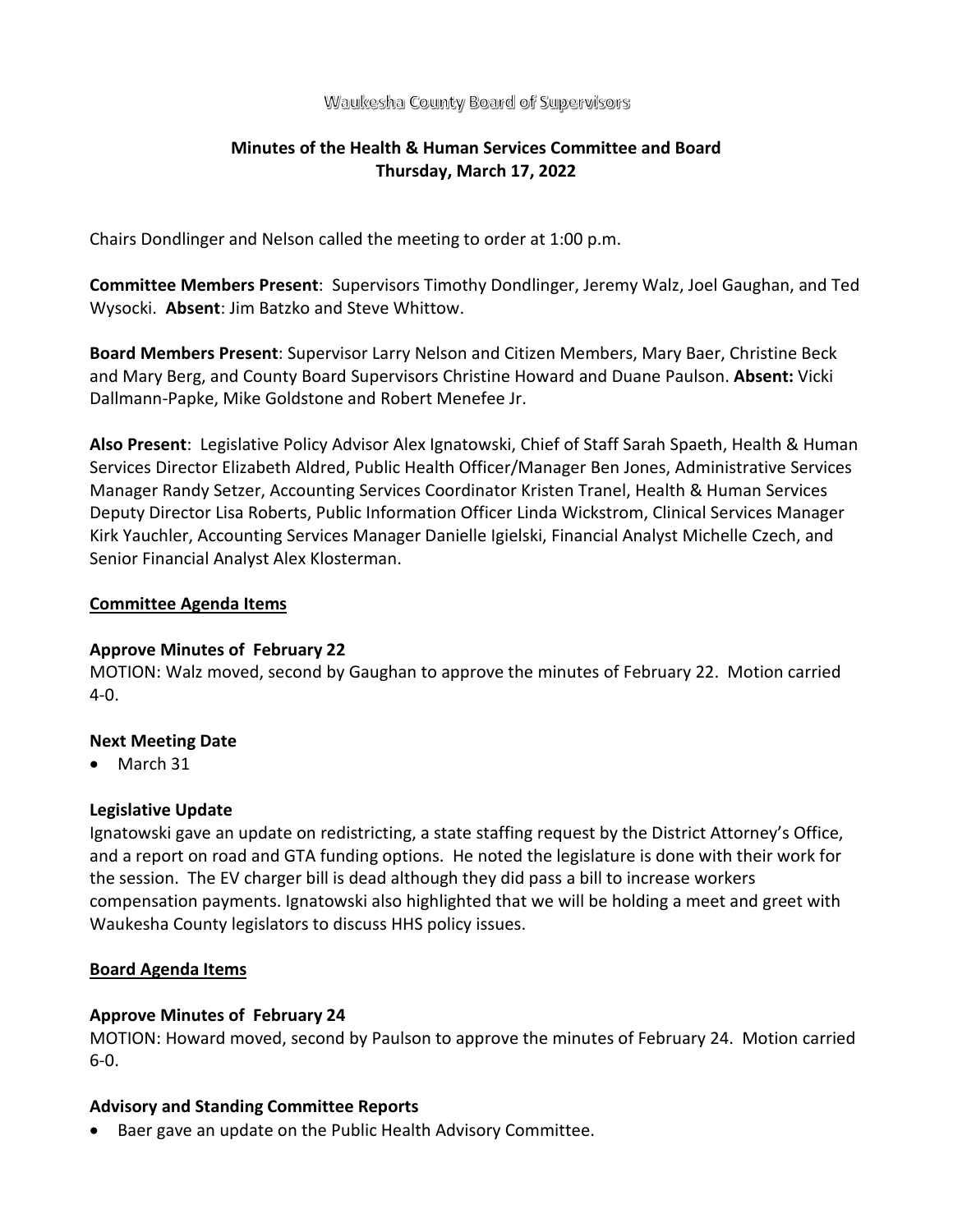Waukesha County Board of Supervisors

# Minutes of the Health & Human Services Committee and Board
## Thursday, March 17, 2022

Chairs Dondlinger and Nelson called the meeting to order at 1:00 p.m.

**Committee Members Present**: Supervisors Timothy Dondlinger, Jeremy Walz, Joel Gaughan, and Ted Wysocki. **Absent**: Jim Batzko and Steve Whittow.

**Board Members Present**: Supervisor Larry Nelson and Citizen Members, Mary Baer, Christine Beck and Mary Berg, and County Board Supervisors Christine Howard and Duane Paulson. **Absent:** Vicki Dallmann-Papke, Mike Goldstone and Robert Menefee Jr.

**Also Present**: Legislative Policy Advisor Alex Ignatowski, Chief of Staff Sarah Spaeth, Health & Human Services Director Elizabeth Aldred, Public Health Officer/Manager Ben Jones, Administrative Services Manager Randy Setzer, Accounting Services Coordinator Kristen Tranel, Health & Human Services Deputy Director Lisa Roberts, Public Information Officer Linda Wickstrom, Clinical Services Manager Kirk Yauchler, Accounting Services Manager Danielle Igielski, Financial Analyst Michelle Czech, and Senior Financial Analyst Alex Klosterman.

### Committee Agenda Items

**Approve Minutes of February 22**

MOTION: Walz moved, second by Gaughan to approve the minutes of February 22. Motion carried 4-0.

**Next Meeting Date**

- March 31

**Legislative Update**

Ignatowski gave an update on redistricting, a state staffing request by the District Attorney's Office, and a report on road and GTA funding options. He noted the legislature is done with their work for the session. The EV charger bill is dead although they did pass a bill to increase workers compensation payments. Ignatowski also highlighted that we will be holding a meet and greet with Waukesha County legislators to discuss HHS policy issues.

### Board Agenda Items

**Approve Minutes of February 24**

MOTION: Howard moved, second by Paulson to approve the minutes of February 24. Motion carried 6-0.

**Advisory and Standing Committee Reports**

- Baer gave an update on the Public Health Advisory Committee.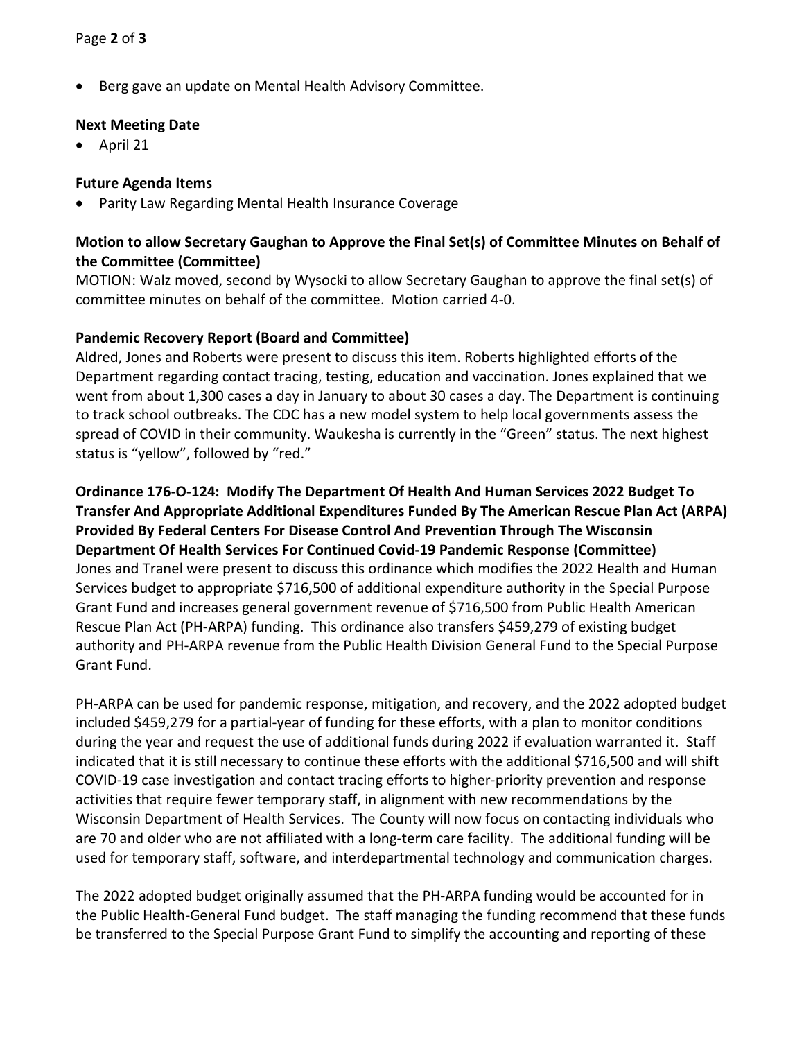- Berg gave an update on Mental Health Advisory Committee.

**Next Meeting Date**

- April 21

**Future Agenda Items**

- Parity Law Regarding Mental Health Insurance Coverage

**Motion to allow Secretary Gaughan to Approve the Final Set(s) of Committee Minutes on Behalf of the Committee (Committee)**

MOTION: Walz moved, second by Wysocki to allow Secretary Gaughan to approve the final set(s) of committee minutes on behalf of the committee. Motion carried 4-0.

**Pandemic Recovery Report (Board and Committee)**

Aldred, Jones and Roberts were present to discuss this item. Roberts highlighted efforts of the Department regarding contact tracing, testing, education and vaccination. Jones explained that we went from about 1,300 cases a day in January to about 30 cases a day. The Department is continuing to track school outbreaks. The CDC has a new model system to help local governments assess the spread of COVID in their community. Waukesha is currently in the "Green" status. The next highest status is "yellow", followed by "red."

**Ordinance 176-O-124: Modify The Department Of Health And Human Services 2022 Budget To Transfer And Appropriate Additional Expenditures Funded By The American Rescue Plan Act (ARPA) Provided By Federal Centers For Disease Control And Prevention Through The Wisconsin Department Of Health Services For Continued Covid-19 Pandemic Response (Committee)**

Jones and Tranel were present to discuss this ordinance which modifies the 2022 Health and Human Services budget to appropriate $716,500 of additional expenditure authority in the Special Purpose Grant Fund and increases general government revenue of $716,500 from Public Health American Rescue Plan Act (PH-ARPA) funding. This ordinance also transfers $459,279 of existing budget authority and PH-ARPA revenue from the Public Health Division General Fund to the Special Purpose Grant Fund.

PH-ARPA can be used for pandemic response, mitigation, and recovery, and the 2022 adopted budget included $459,279 for a partial-year of funding for these efforts, with a plan to monitor conditions during the year and request the use of additional funds during 2022 if evaluation warranted it. Staff indicated that it is still necessary to continue these efforts with the additional $716,500 and will shift COVID-19 case investigation and contact tracing efforts to higher-priority prevention and response activities that require fewer temporary staff, in alignment with new recommendations by the Wisconsin Department of Health Services. The County will now focus on contacting individuals who are 70 and older who are not affiliated with a long-term care facility. The additional funding will be used for temporary staff, software, and interdepartmental technology and communication charges.

The 2022 adopted budget originally assumed that the PH-ARPA funding would be accounted for in the Public Health-General Fund budget. The staff managing the funding recommend that these funds be transferred to the Special Purpose Grant Fund to simplify the accounting and reporting of these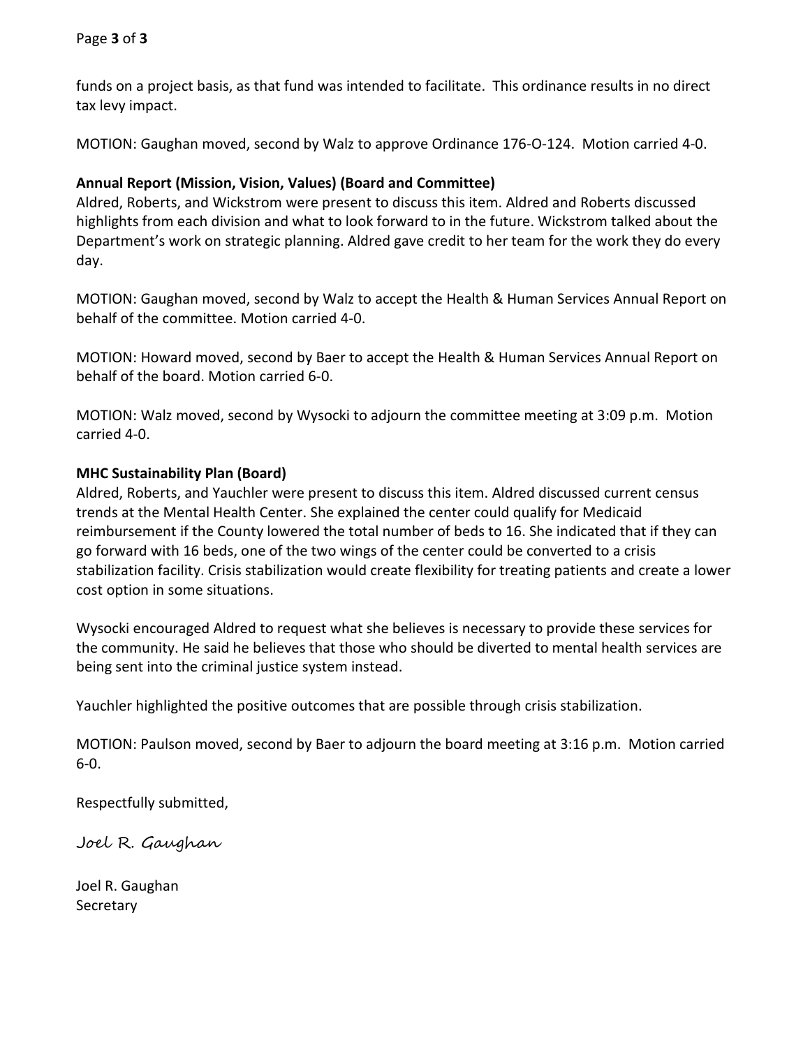funds on a project basis, as that fund was intended to facilitate. This ordinance results in no direct tax levy impact.

MOTION: Gaughan moved, second by Walz to approve Ordinance 176-O-124. Motion carried 4-0.

**Annual Report (Mission, Vision, Values) (Board and Committee)**

Aldred, Roberts, and Wickstrom were present to discuss this item. Aldred and Roberts discussed highlights from each division and what to look forward to in the future. Wickstrom talked about the Department's work on strategic planning. Aldred gave credit to her team for the work they do every day.

MOTION: Gaughan moved, second by Walz to accept the Health & Human Services Annual Report on behalf of the committee. Motion carried 4-0.

MOTION: Howard moved, second by Baer to accept the Health & Human Services Annual Report on behalf of the board. Motion carried 6-0.

MOTION: Walz moved, second by Wysocki to adjourn the committee meeting at 3:09 p.m. Motion carried 4-0.

**MHC Sustainability Plan (Board)**

Aldred, Roberts, and Yauchler were present to discuss this item. Aldred discussed current census trends at the Mental Health Center. She explained the center could qualify for Medicaid reimbursement if the County lowered the total number of beds to 16. She indicated that if they can go forward with 16 beds, one of the two wings of the center could be converted to a crisis stabilization facility. Crisis stabilization would create flexibility for treating patients and create a lower cost option in some situations.

Wysocki encouraged Aldred to request what she believes is necessary to provide these services for the community. He said he believes that those who should be diverted to mental health services are being sent into the criminal justice system instead.

Yauchler highlighted the positive outcomes that are possible through crisis stabilization.

MOTION: Paulson moved, second by Baer to adjourn the board meeting at 3:16 p.m. Motion carried 6-0.

Respectfully submitted,

*Joel R. Gaughan*

Joel R. Gaughan
Secretary